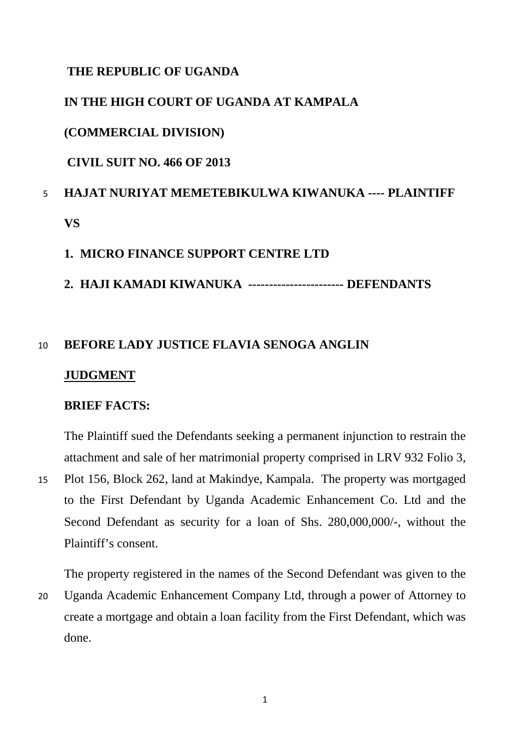**THE REPUBLIC OF UGANDA**

**IN THE HIGH COURT OF UGANDA AT KAMPALA**

**(COMMERCIAL DIVISION)**

**CIVIL SUIT NO. 466 OF 2013**

**HAJAT NURIYAT MEMETEBIKULWA KIWANUKA ---- PLAINTIFF**

**VS**

**1. MICRO FINANCE SUPPORT CENTRE LTD**

**2. HAJI KAMADI KIWANUKA ----------------------- DEFENDANTS**

**BEFORE LADY JUSTICE FLAVIA SENOGA ANGLIN**

## JUDGMENT

**BRIEF FACTS:**

The Plaintiff sued the Defendants seeking a permanent injunction to restrain the attachment and sale of her matrimonial property comprised in LRV 932 Folio 3, Plot 156, Block 262, land at Makindye, Kampala. The property was mortgaged to the First Defendant by Uganda Academic Enhancement Co. Ltd and the Second Defendant as security for a loan of Shs. 280,000,000/-, without the Plaintiff's consent.

The property registered in the names of the Second Defendant was given to the Uganda Academic Enhancement Company Ltd, through a power of Attorney to create a mortgage and obtain a loan facility from the First Defendant, which was done.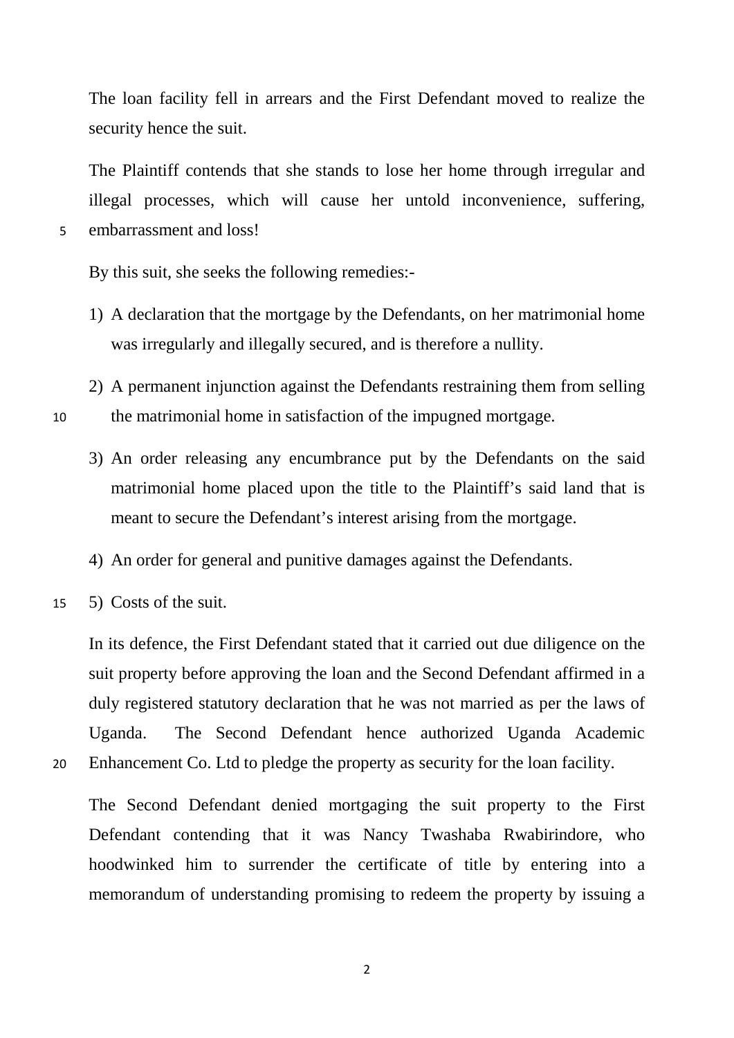The loan facility fell in arrears and the First Defendant moved to realize the security hence the suit.

The Plaintiff contends that she stands to lose her home through irregular and illegal processes, which will cause her untold inconvenience, suffering, embarrassment and loss!

By this suit, she seeks the following remedies:-

1) A declaration that the mortgage by the Defendants, on her matrimonial home was irregularly and illegally secured, and is therefore a nullity.
2) A permanent injunction against the Defendants restraining them from selling the matrimonial home in satisfaction of the impugned mortgage.
3) An order releasing any encumbrance put by the Defendants on the said matrimonial home placed upon the title to the Plaintiff's said land that is meant to secure the Defendant's interest arising from the mortgage.
4) An order for general and punitive damages against the Defendants.
5) Costs of the suit.

In its defence, the First Defendant stated that it carried out due diligence on the suit property before approving the loan and the Second Defendant affirmed in a duly registered statutory declaration that he was not married as per the laws of Uganda. The Second Defendant hence authorized Uganda Academic Enhancement Co. Ltd to pledge the property as security for the loan facility.

The Second Defendant denied mortgaging the suit property to the First Defendant contending that it was Nancy Twashaba Rwabirindore, who hoodwinked him to surrender the certificate of title by entering into a memorandum of understanding promising to redeem the property by issuing a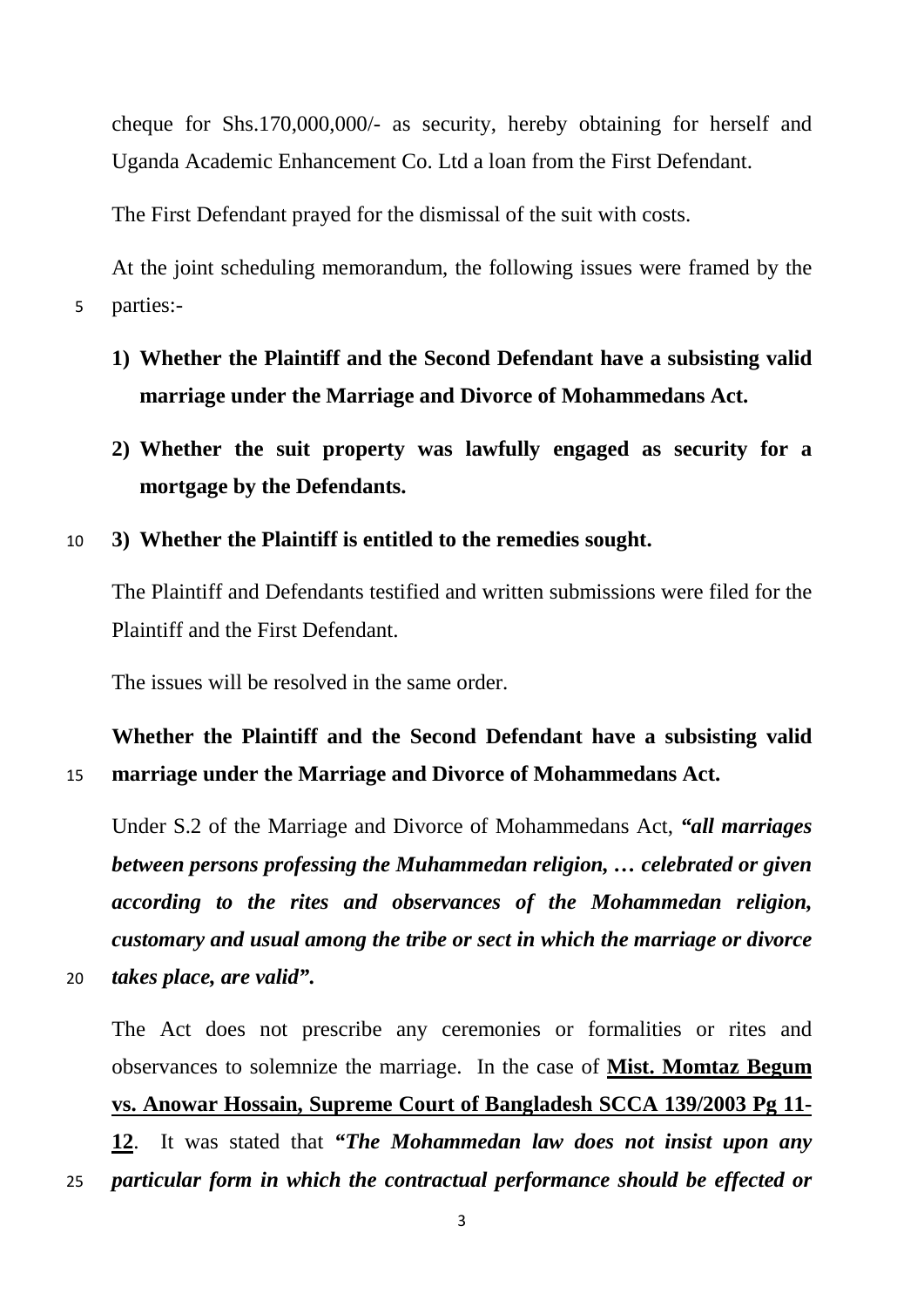cheque for Shs.170,000,000/- as security, hereby obtaining for herself and Uganda Academic Enhancement Co. Ltd a loan from the First Defendant.

The First Defendant prayed for the dismissal of the suit with costs.

At the joint scheduling memorandum, the following issues were framed by the parties:-

1) **Whether the Plaintiff and the Second Defendant have a subsisting valid marriage under the Marriage and Divorce of Mohammedans Act.**

2) **Whether the suit property was lawfully engaged as security for a mortgage by the Defendants.**

3) **Whether the Plaintiff is entitled to the remedies sought.**

The Plaintiff and Defendants testified and written submissions were filed for the Plaintiff and the First Defendant.

The issues will be resolved in the same order.

**Whether the Plaintiff and the Second Defendant have a subsisting valid marriage under the Marriage and Divorce of Mohammedans Act.**

Under S.2 of the Marriage and Divorce of Mohammedans Act, ***"all marriages between persons professing the Muhammedan religion, … celebrated or given according to the rites and observances of the Mohammedan religion, customary and usual among the tribe or sect in which the marriage or divorce takes place, are valid".***

The Act does not prescribe any ceremonies or formalities or rites and observances to solemnize the marriage. In the case of **Mist. Momtaz Begum vs. Anowar Hossain, Supreme Court of Bangladesh SCCA 139/2003 Pg 11-12**. It was stated that ***"The Mohammedan law does not insist upon any particular form in which the contractual performance should be effected or***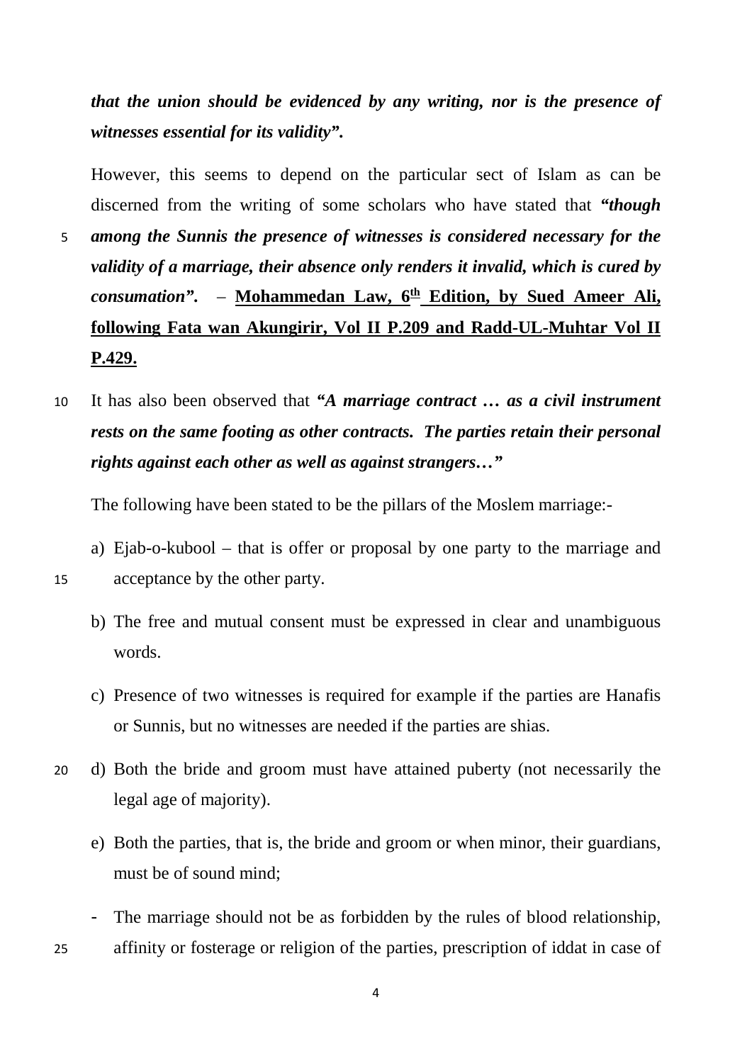***that the union should be evidenced by any writing, nor is the presence of witnesses essential for its validity".***

However, this seems to depend on the particular sect of Islam as can be discerned from the writing of some scholars who have stated that ***"though among the Sunnis the presence of witnesses is considered necessary for the validity of a marriage, their absence only renders it invalid, which is cured by consumation".*** – **Mohammeden Law, 6th Edition, by Sued Ameer Ali, following Fata wan Akungirir, Vol II P.209 and Radd-UL-Muhtar Vol II P.429.**

It has also been observed that ***"A marriage contract … as a civil instrument rests on the same footing as other contracts. The parties retain their personal rights against each other as well as against strangers…"***

The following have been stated to be the pillars of the Moslem marriage:-

a) Ejab-o-kubool – that is offer or proposal by one party to the marriage and acceptance by the other party.

b) The free and mutual consent must be expressed in clear and unambiguous words.

c) Presence of two witnesses is required for example if the parties are Hanafis or Sunnis, but no witnesses are needed if the parties are shias.

d) Both the bride and groom must have attained puberty (not necessarily the legal age of majority).

e) Both the parties, that is, the bride and groom or when minor, their guardians, must be of sound mind;

- The marriage should not be as forbidden by the rules of blood relationship, affinity or fosterage or religion of the parties, prescription of iddat in case of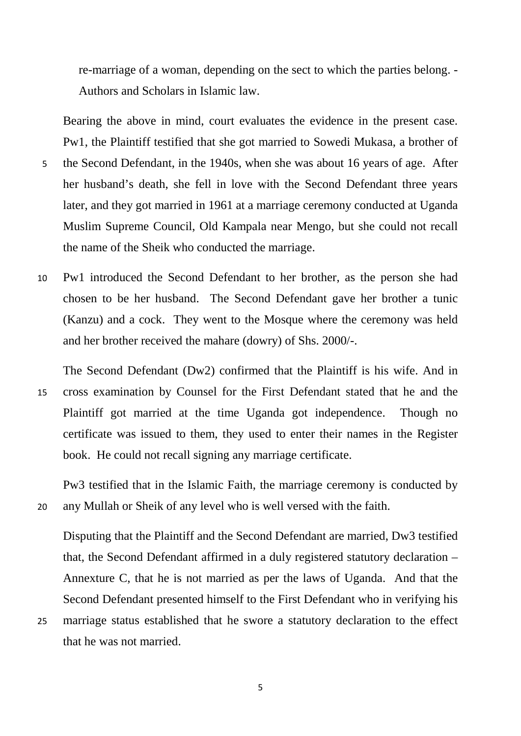re-marriage of a woman, depending on the sect to which the parties belong. - Authors and Scholars in Islamic law.

Bearing the above in mind, court evaluates the evidence in the present case. Pw1, the Plaintiff testified that she got married to Sowedi Mukasa, a brother of the Second Defendant, in the 1940s, when she was about 16 years of age. After her husband's death, she fell in love with the Second Defendant three years later, and they got married in 1961 at a marriage ceremony conducted at Uganda Muslim Supreme Council, Old Kampala near Mengo, but she could not recall the name of the Sheik who conducted the marriage.

Pw1 introduced the Second Defendant to her brother, as the person she had chosen to be her husband. The Second Defendant gave her brother a tunic (Kanzu) and a cock. They went to the Mosque where the ceremony was held and her brother received the mahare (dowry) of Shs. 2000/-.

The Second Defendant (Dw2) confirmed that the Plaintiff is his wife. And in cross examination by Counsel for the First Defendant stated that he and the Plaintiff got married at the time Uganda got independence. Though no certificate was issued to them, they used to enter their names in the Register book. He could not recall signing any marriage certificate.

Pw3 testified that in the Islamic Faith, the marriage ceremony is conducted by any Mullah or Sheik of any level who is well versed with the faith.

Disputing that the Plaintiff and the Second Defendant are married, Dw3 testified that, the Second Defendant affirmed in a duly registered statutory declaration – Annexture C, that he is not married as per the laws of Uganda. And that the Second Defendant presented himself to the First Defendant who in verifying his marriage status established that he swore a statutory declaration to the effect that he was not married.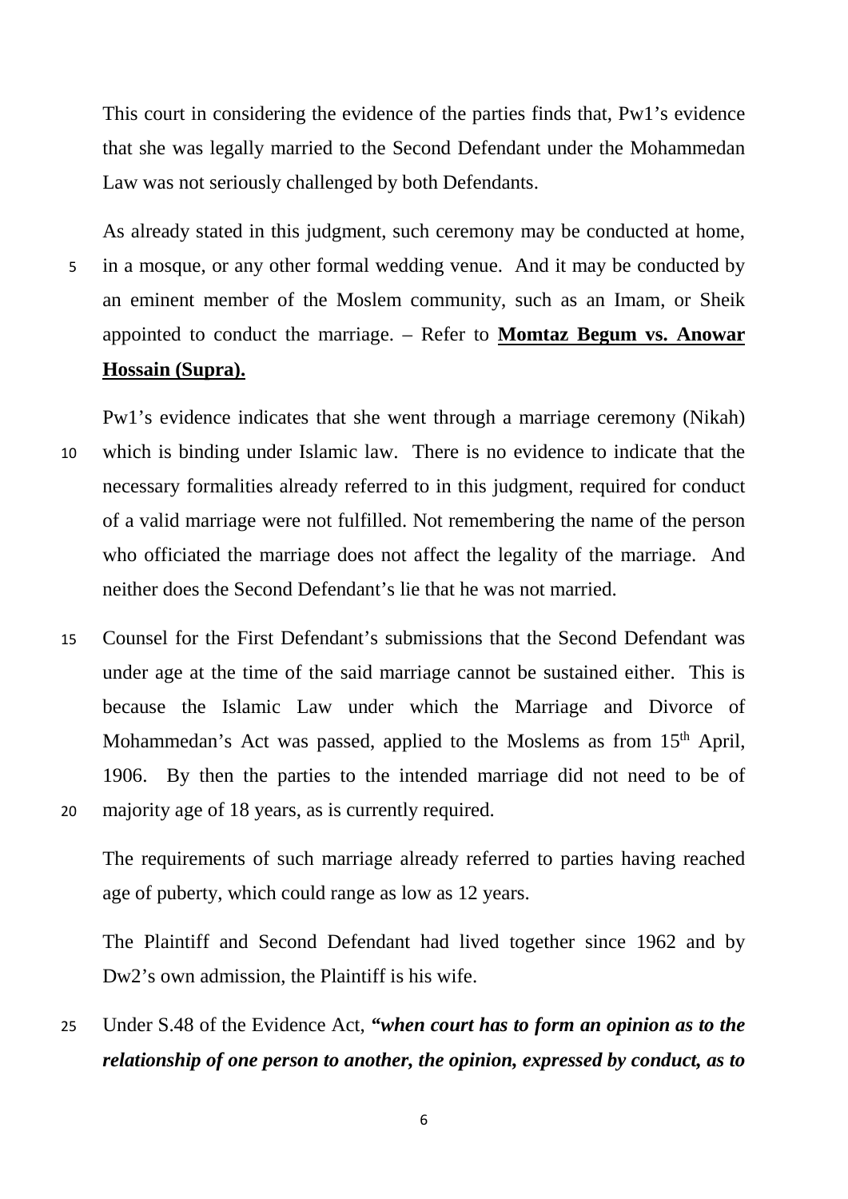This court in considering the evidence of the parties finds that, Pw1's evidence that she was legally married to the Second Defendant under the Mohammedan Law was not seriously challenged by both Defendants.

As already stated in this judgment, such ceremony may be conducted at home, in a mosque, or any other formal wedding venue. And it may be conducted by an eminent member of the Moslem community, such as an Imam, or Sheik appointed to conduct the marriage. – Refer to **Momtaz Begum vs. Anowar Hossain (Supra).**

Pw1's evidence indicates that she went through a marriage ceremony (Nikah) which is binding under Islamic law. There is no evidence to indicate that the necessary formalities already referred to in this judgment, required for conduct of a valid marriage were not fulfilled. Not remembering the name of the person who officiated the marriage does not affect the legality of the marriage. And neither does the Second Defendant's lie that he was not married.

Counsel for the First Defendant's submissions that the Second Defendant was under age at the time of the said marriage cannot be sustained either. This is because the Islamic Law under which the Marriage and Divorce of Mohammedan's Act was passed, applied to the Moslems as from 15th April, 1906. By then the parties to the intended marriage did not need to be of majority age of 18 years, as is currently required.

The requirements of such marriage already referred to parties having reached age of puberty, which could range as low as 12 years.

The Plaintiff and Second Defendant had lived together since 1962 and by Dw2's own admission, the Plaintiff is his wife.

Under S.48 of the Evidence Act, ***"when court has to form an opinion as to the relationship of one person to another, the opinion, expressed by conduct, as to***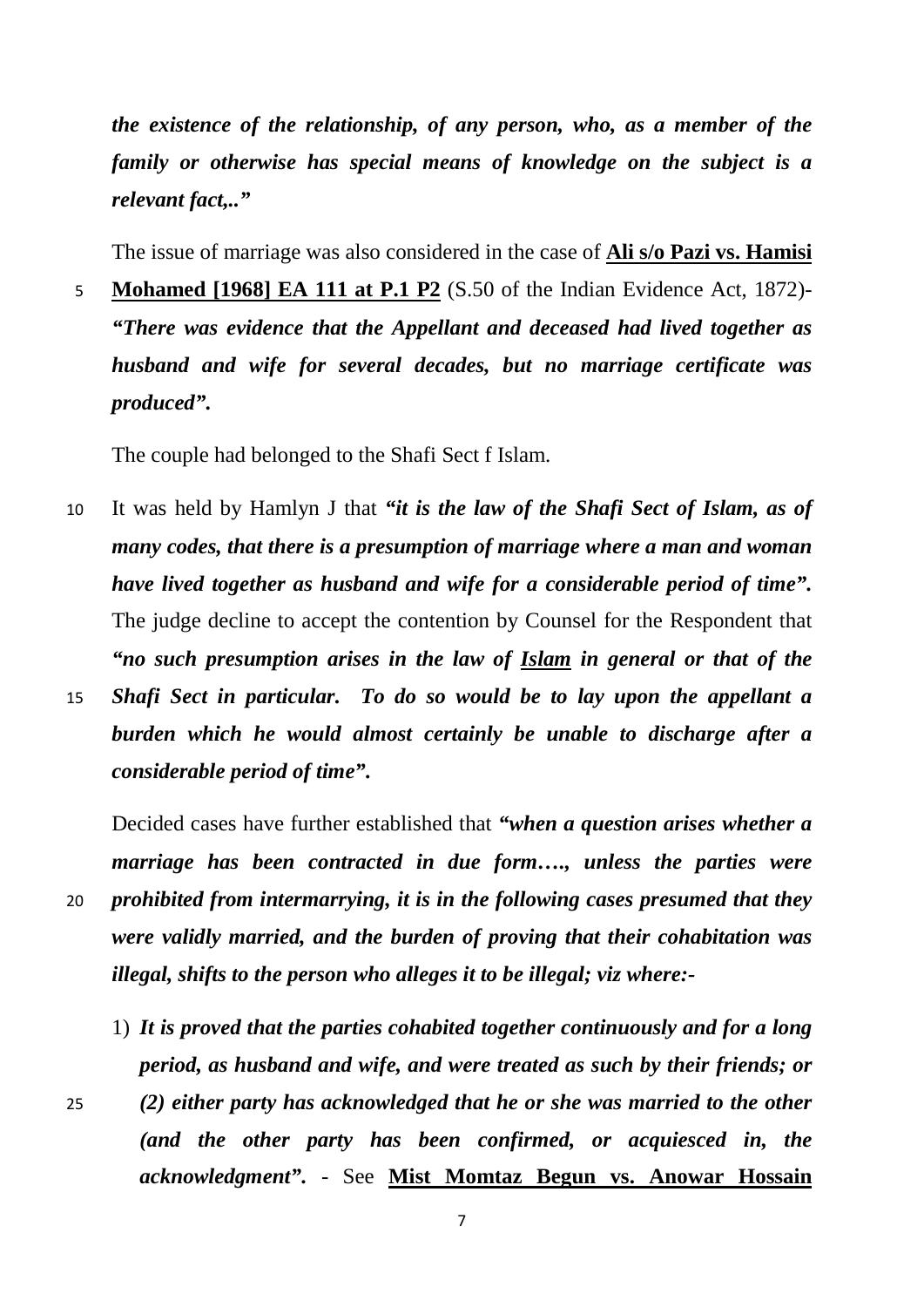***the existence of the relationship, of any person, who, as a member of the family or otherwise has special means of knowledge on the subject is a relevant fact,.."***

The issue of marriage was also considered in the case of **Ali s/o Pazi vs. Hamisi Mohamed [1968] EA 111 at P.1 P2** (S.50 of the Indian Evidence Act, 1872)- ***"There was evidence that the Appellant and deceased had lived together as husband and wife for several decades, but no marriage certificate was produced".***

The couple had belonged to the Shafi Sect f Islam.

It was held by Hamlyn J that ***"it is the law of the Shafi Sect of Islam, as of many codes, that there is a presumption of marriage where a man and woman have lived together as husband and wife for a considerable period of time".*** The judge decline to accept the contention by Counsel for the Respondent that ***"no such presumption arises in the law of Islam in general or that of the Shafi Sect in particular. To do so would be to lay upon the appellant a burden which he would almost certainly be unable to discharge after a considerable period of time".***

Decided cases have further established that ***"when a question arises whether a marriage has been contracted in due form…., unless the parties were prohibited from intermarrying, it is in the following cases presumed that they were validly married, and the burden of proving that their cohabitation was illegal, shifts to the person who alleges it to be illegal; viz where:-***

1) ***It is proved that the parties cohabited together continuously and for a long period, as husband and wife, and were treated as such by their friends; or (2) either party has acknowledged that he or she was married to the other (and the other party has been confirmed, or acquiesced in, the acknowledgment".*** - See **Mist Momtaz Begun vs. Anowar Hossain**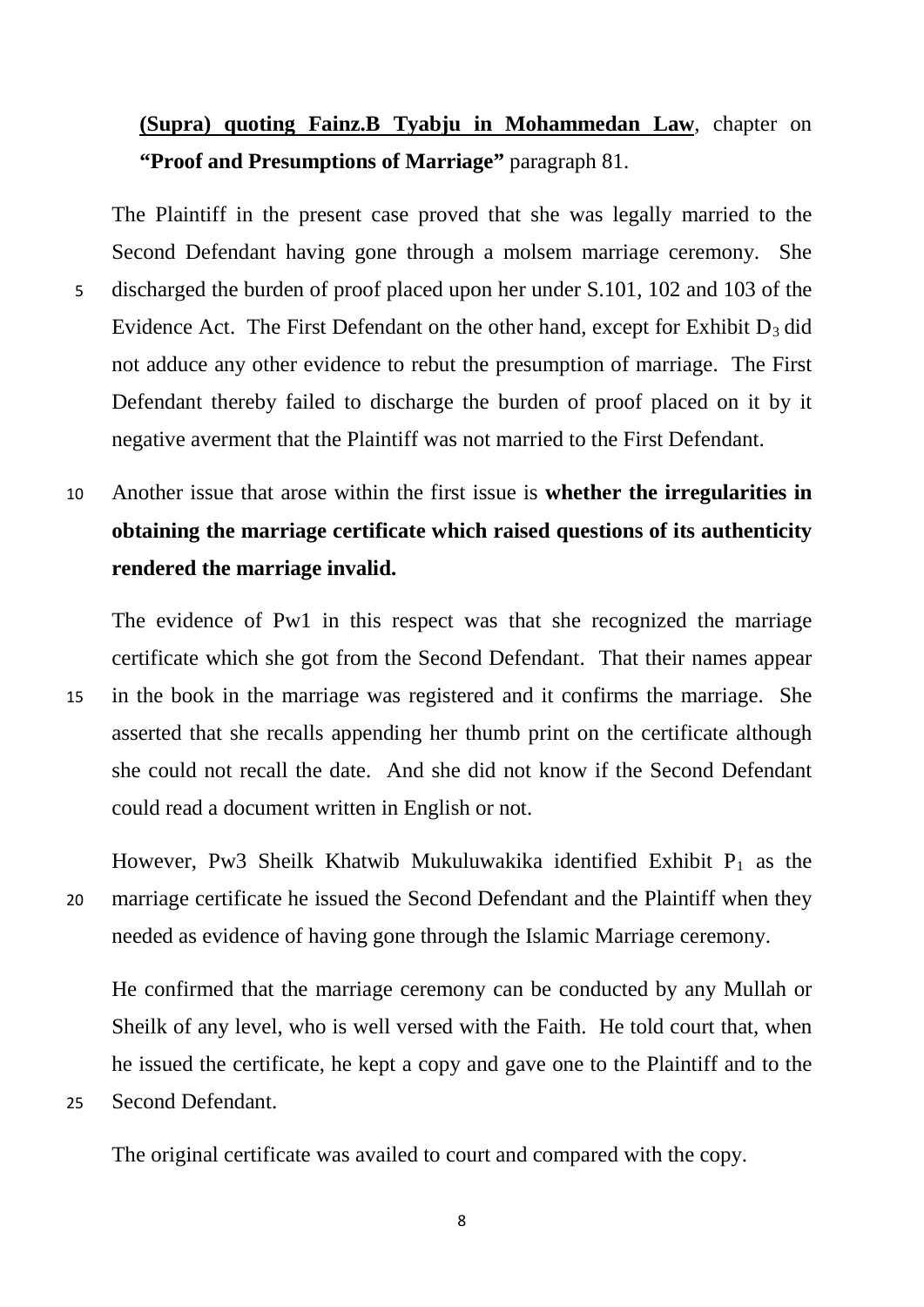**(Supra) quoting Fainz.B Tyabju in Mohammedan Law**, chapter on **"Proof and Presumptions of Marriage"** paragraph 81.

The Plaintiff in the present case proved that she was legally married to the Second Defendant having gone through a molsem marriage ceremony. She discharged the burden of proof placed upon her under S.101, 102 and 103 of the Evidence Act. The First Defendant on the other hand, except for Exhibit $D_3$ did not adduce any other evidence to rebut the presumption of marriage. The First Defendant thereby failed to discharge the burden of proof placed on it by it negative averment that the Plaintiff was not married to the First Defendant.

Another issue that arose within the first issue is **whether the irregularities in obtaining the marriage certificate which raised questions of its authenticity rendered the marriage invalid.**

The evidence of Pw1 in this respect was that she recognized the marriage certificate which she got from the Second Defendant. That their names appear in the book in the marriage was registered and it confirms the marriage. She asserted that she recalls appending her thumb print on the certificate although she could not recall the date. And she did not know if the Second Defendant could read a document written in English or not.

However, Pw3 Sheilk Khatwib Mukuluwakika identified Exhibit $P_1$ as the marriage certificate he issued the Second Defendant and the Plaintiff when they needed as evidence of having gone through the Islamic Marriage ceremony.

He confirmed that the marriage ceremony can be conducted by any Mullah or Sheilk of any level, who is well versed with the Faith. He told court that, when he issued the certificate, he kept a copy and gave one to the Plaintiff and to the Second Defendant.

The original certificate was availed to court and compared with the copy.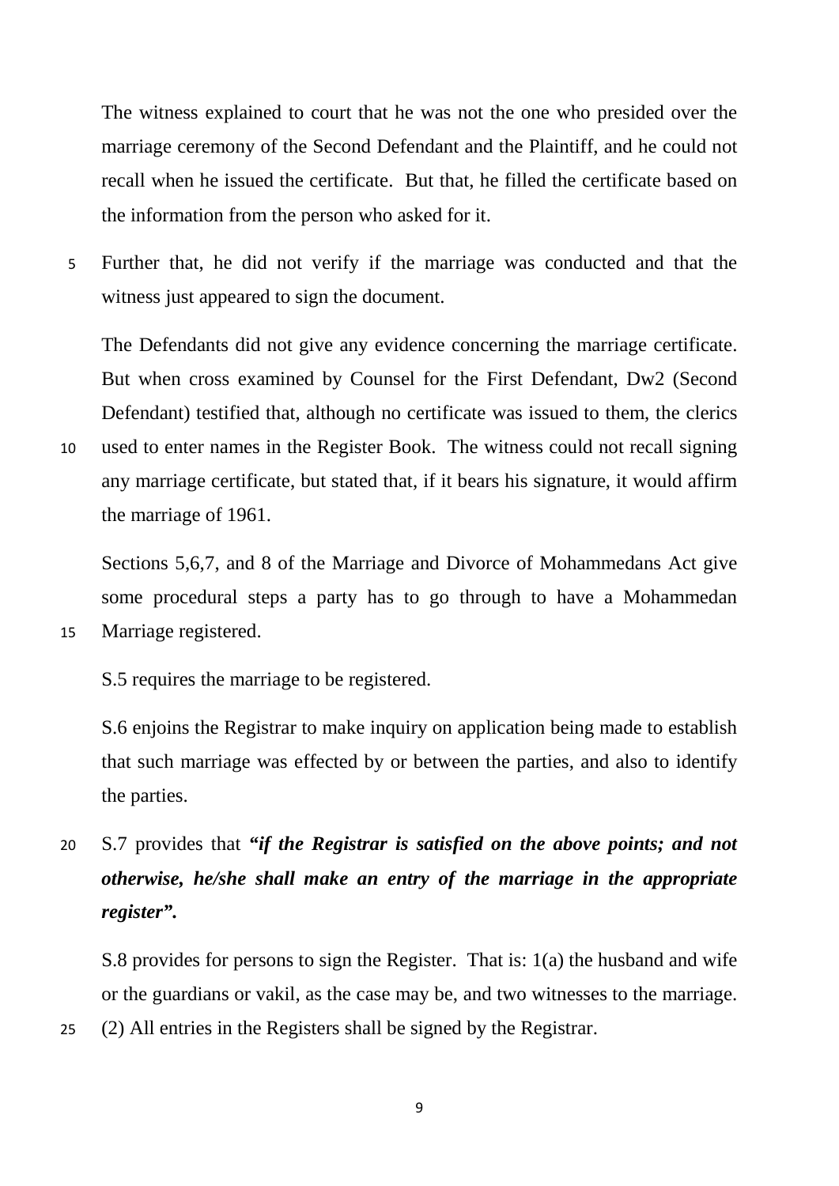The witness explained to court that he was not the one who presided over the marriage ceremony of the Second Defendant and the Plaintiff, and he could not recall when he issued the certificate. But that, he filled the certificate based on the information from the person who asked for it.

Further that, he did not verify if the marriage was conducted and that the witness just appeared to sign the document.

The Defendants did not give any evidence concerning the marriage certificate. But when cross examined by Counsel for the First Defendant, Dw2 (Second Defendant) testified that, although no certificate was issued to them, the clerics used to enter names in the Register Book. The witness could not recall signing any marriage certificate, but stated that, if it bears his signature, it would affirm the marriage of 1961.

Sections 5,6,7, and 8 of the Marriage and Divorce of Mohammedans Act give some procedural steps a party has to go through to have a Mohammedan Marriage registered.

S.5 requires the marriage to be registered.

S.6 enjoins the Registrar to make inquiry on application being made to establish that such marriage was effected by or between the parties, and also to identify the parties.

S.7 provides that ***"if the Registrar is satisfied on the above points; and not otherwise, he/she shall make an entry of the marriage in the appropriate register".***

S.8 provides for persons to sign the Register. That is: 1(a) the husband and wife or the guardians or vakil, as the case may be, and two witnesses to the marriage. (2) All entries in the Registers shall be signed by the Registrar.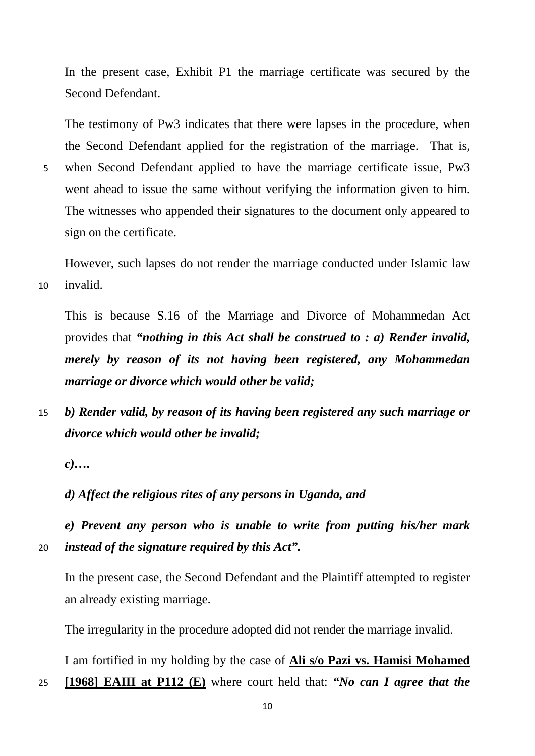In the present case, Exhibit P1 the marriage certificate was secured by the Second Defendant.

The testimony of Pw3 indicates that there were lapses in the procedure, when the Second Defendant applied for the registration of the marriage. That is, when Second Defendant applied to have the marriage certificate issue, Pw3 went ahead to issue the same without verifying the information given to him. The witnesses who appended their signatures to the document only appeared to sign on the certificate.

However, such lapses do not render the marriage conducted under Islamic law invalid.

This is because S.16 of the Marriage and Divorce of Mohammedan Act provides that ***"nothing in this Act shall be construed to : a) Render invalid, merely by reason of its not having been registered, any Mohammedan marriage or divorce which would other be valid;***

***b) Render valid, by reason of its having been registered any such marriage or divorce which would other be invalid;***

***c)….***

***d) Affect the religious rites of any persons in Uganda, and***

***e) Prevent any person who is unable to write from putting his/her mark instead of the signature required by this Act".***

In the present case, the Second Defendant and the Plaintiff attempted to register an already existing marriage.

The irregularity in the procedure adopted did not render the marriage invalid.

I am fortified in my holding by the case of **Ali s/o Pazi vs. Hamisi Mohamed [1968] EAIII at P112 (E)** where court held that: ***"No can I agree that the***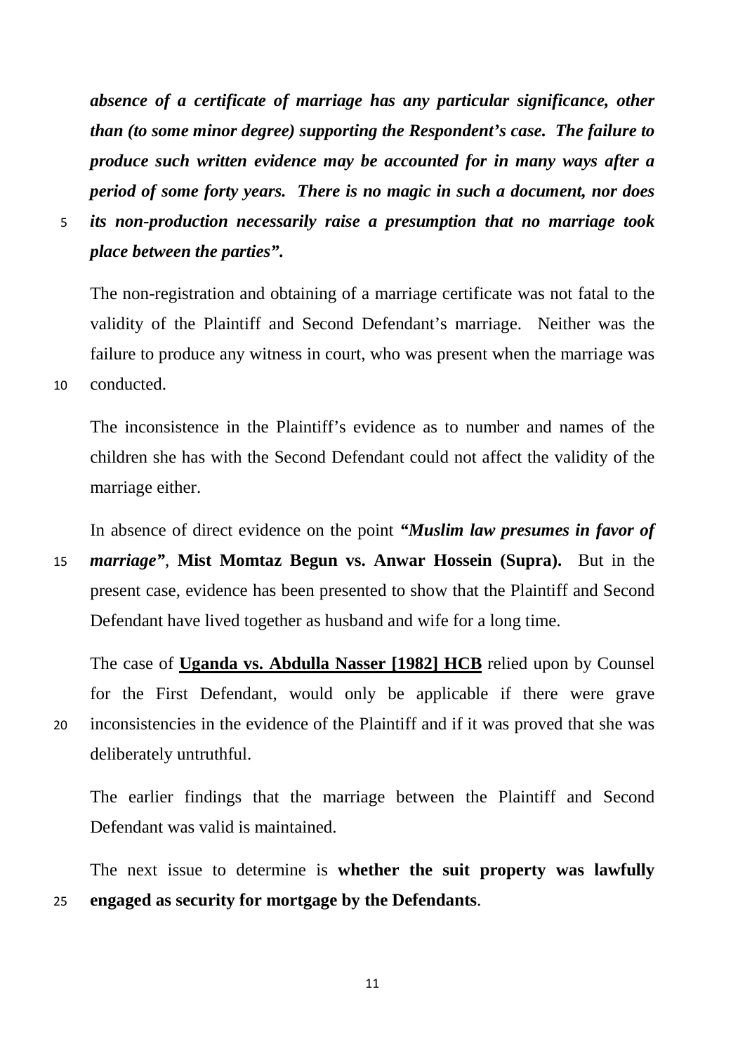***absence of a certificate of marriage has any particular significance, other than (to some minor degree) supporting the Respondent's case. The failure to produce such written evidence may be accounted for in many ways after a period of some forty years. There is no magic in such a document, nor does its non-production necessarily raise a presumption that no marriage took place between the parties".***

The non-registration and obtaining of a marriage certificate was not fatal to the validity of the Plaintiff and Second Defendant's marriage. Neither was the failure to produce any witness in court, who was present when the marriage was conducted.

The inconsistence in the Plaintiff's evidence as to number and names of the children she has with the Second Defendant could not affect the validity of the marriage either.

In absence of direct evidence on the point ***"Muslim law presumes in favor of marriage"***, **Mist Momtaz Begun vs. Anwar Hossein (Supra).** But in the present case, evidence has been presented to show that the Plaintiff and Second Defendant have lived together as husband and wife for a long time.

The case of **<u>Uganda vs. Abdulla Nasser [1982] HCB</u>** relied upon by Counsel for the First Defendant, would only be applicable if there were grave inconsistencies in the evidence of the Plaintiff and if it was proved that she was deliberately untruthful.

The earlier findings that the marriage between the Plaintiff and Second Defendant was valid is maintained.

The next issue to determine is **whether the suit property was lawfully engaged as security for mortgage by the Defendants**.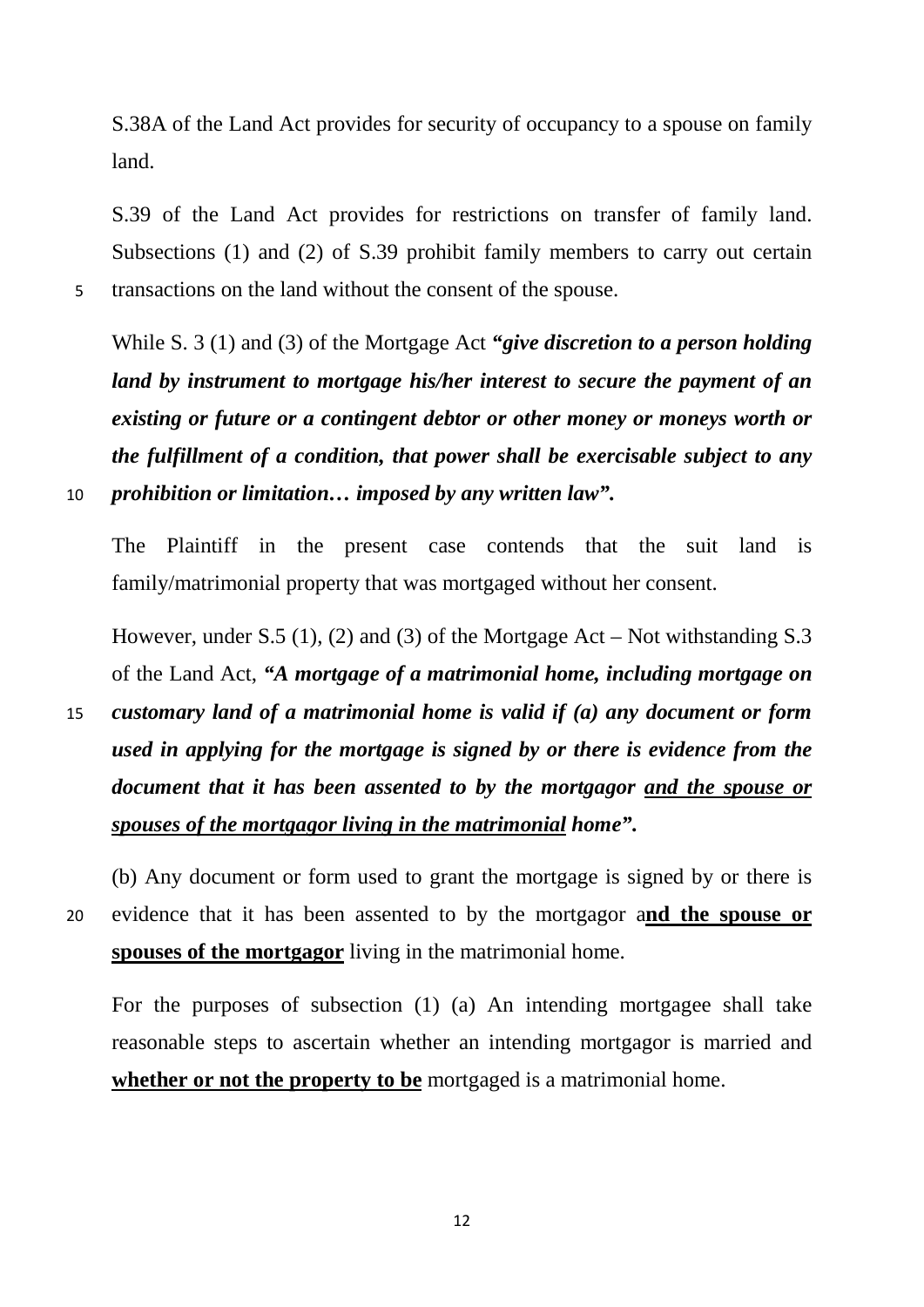S.38A of the Land Act provides for security of occupancy to a spouse on family land.

S.39 of the Land Act provides for restrictions on transfer of family land. Subsections (1) and (2) of S.39 prohibit family members to carry out certain transactions on the land without the consent of the spouse.

While S. 3 (1) and (3) of the Mortgage Act ***"give discretion to a person holding land by instrument to mortgage his/her interest to secure the payment of an existing or future or a contingent debtor or other money or moneys worth or the fulfillment of a condition, that power shall be exercisable subject to any prohibition or limitation… imposed by any written law".***

The Plaintiff in the present case contends that the suit land is family/matrimonial property that was mortgaged without her consent.

However, under S.5 (1), (2) and (3) of the Mortgage Act – Not withstanding S.3 of the Land Act, ***"A mortgage of a matrimonial home, including mortgage on customary land of a matrimonial home is valid if (a) any document or form used in applying for the mortgage is signed by or there is evidence from the document that it has been assented to by the mortgagor <u>and the spouse or spouses of the mortgagor living in the matrimonial</u> home".***

(b) Any document or form used to grant the mortgage is signed by or there is evidence that it has been assented to by the mortgagor a**<u>nd the spouse or spouses of the mortgagor</u>** living in the matrimonial home.

For the purposes of subsection (1) (a) An intending mortgagee shall take reasonable steps to ascertain whether an intending mortgagor is married and **<u>whether or not the property to be</u>** mortgaged is a matrimonial home.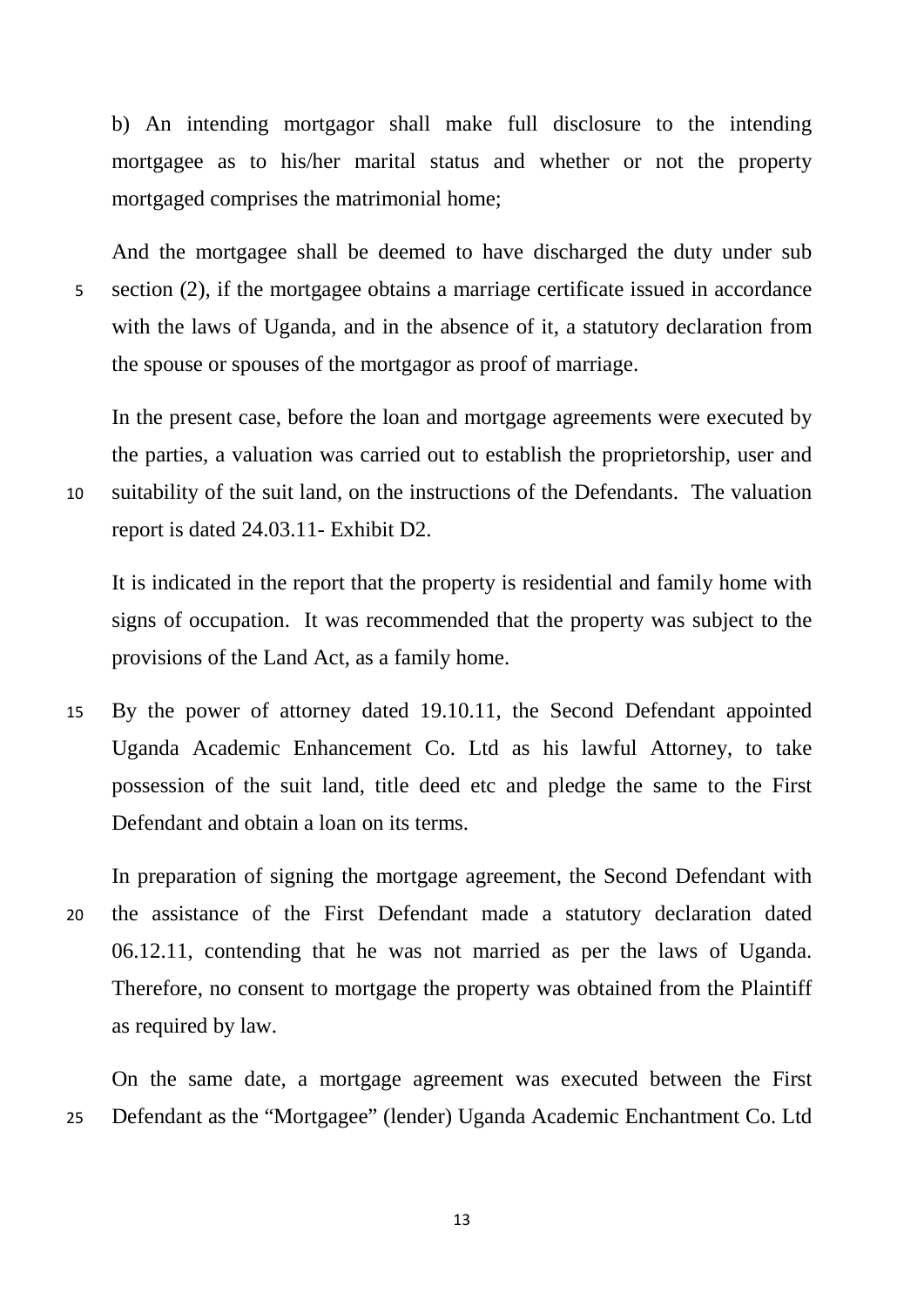b) An intending mortgagor shall make full disclosure to the intending mortgagee as to his/her marital status and whether or not the property mortgaged comprises the matrimonial home;

And the mortgagee shall be deemed to have discharged the duty under sub section (2), if the mortgagee obtains a marriage certificate issued in accordance with the laws of Uganda, and in the absence of it, a statutory declaration from the spouse or spouses of the mortgagor as proof of marriage.

In the present case, before the loan and mortgage agreements were executed by the parties, a valuation was carried out to establish the proprietorship, user and suitability of the suit land, on the instructions of the Defendants. The valuation report is dated 24.03.11- Exhibit D2.

It is indicated in the report that the property is residential and family home with signs of occupation. It was recommended that the property was subject to the provisions of the Land Act, as a family home.

By the power of attorney dated 19.10.11, the Second Defendant appointed Uganda Academic Enhancement Co. Ltd as his lawful Attorney, to take possession of the suit land, title deed etc and pledge the same to the First Defendant and obtain a loan on its terms.

In preparation of signing the mortgage agreement, the Second Defendant with the assistance of the First Defendant made a statutory declaration dated 06.12.11, contending that he was not married as per the laws of Uganda. Therefore, no consent to mortgage the property was obtained from the Plaintiff as required by law.

On the same date, a mortgage agreement was executed between the First Defendant as the "Mortgagee" (lender) Uganda Academic Enchantment Co. Ltd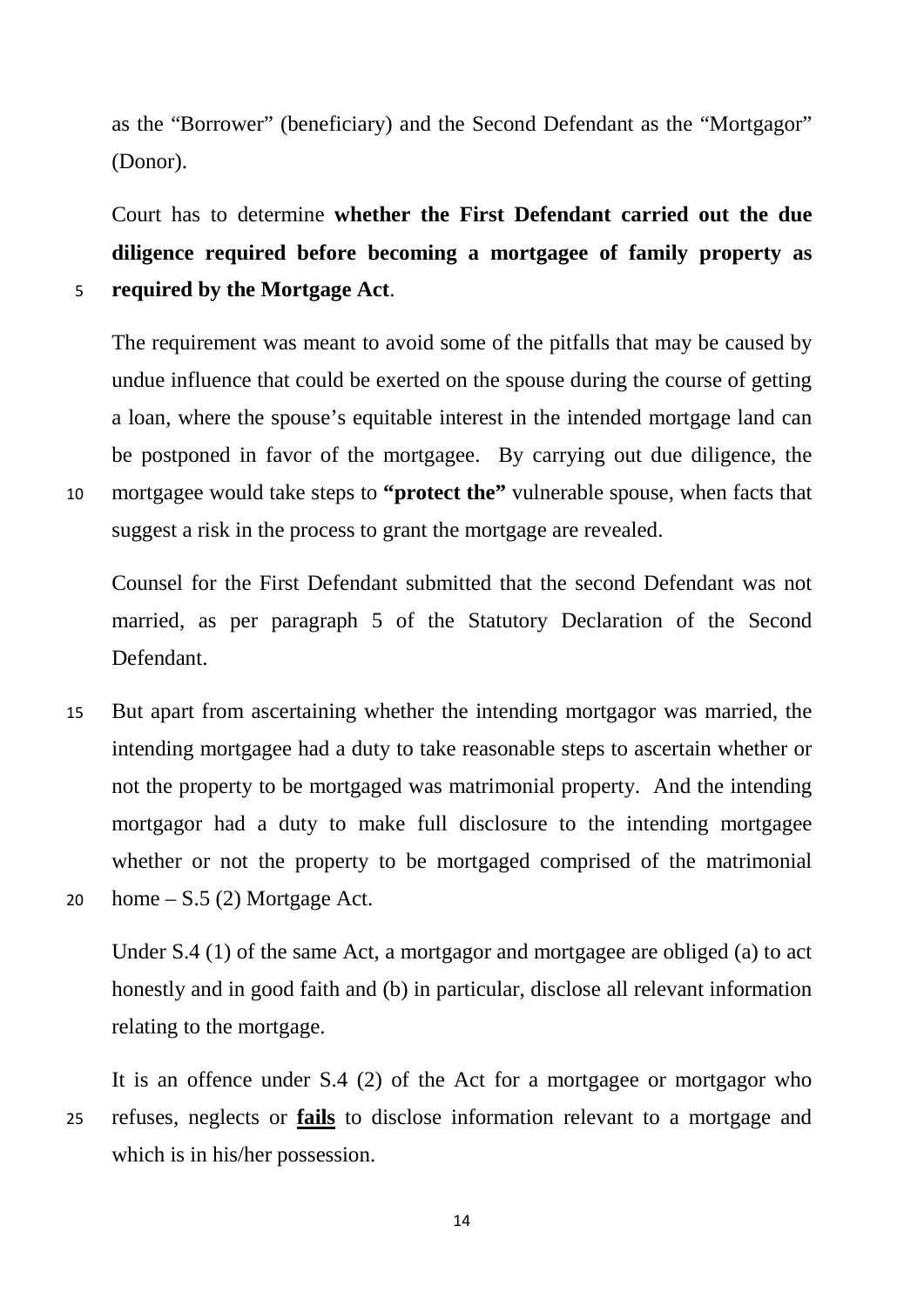as the "Borrower" (beneficiary) and the Second Defendant as the "Mortgagor" (Donor).

Court has to determine **whether the First Defendant carried out the due diligence required before becoming a mortgagee of family property as required by the Mortgage Act**.

The requirement was meant to avoid some of the pitfalls that may be caused by undue influence that could be exerted on the spouse during the course of getting a loan, where the spouse's equitable interest in the intended mortgage land can be postponed in favor of the mortgagee. By carrying out due diligence, the mortgagee would take steps to **"protect the"** vulnerable spouse, when facts that suggest a risk in the process to grant the mortgage are revealed.

Counsel for the First Defendant submitted that the second Defendant was not married, as per paragraph 5 of the Statutory Declaration of the Second Defendant.

But apart from ascertaining whether the intending mortgagor was married, the intending mortgagee had a duty to take reasonable steps to ascertain whether or not the property to be mortgaged was matrimonial property. And the intending mortgagor had a duty to make full disclosure to the intending mortgagee whether or not the property to be mortgaged comprised of the matrimonial home – S.5 (2) Mortgage Act.

Under S.4 (1) of the same Act, a mortgagor and mortgagee are obliged (a) to act honestly and in good faith and (b) in particular, disclose all relevant information relating to the mortgage.

It is an offence under S.4 (2) of the Act for a mortgagee or mortgagor who refuses, neglects or <u>**fails**</u> to disclose information relevant to a mortgage and which is in his/her possession.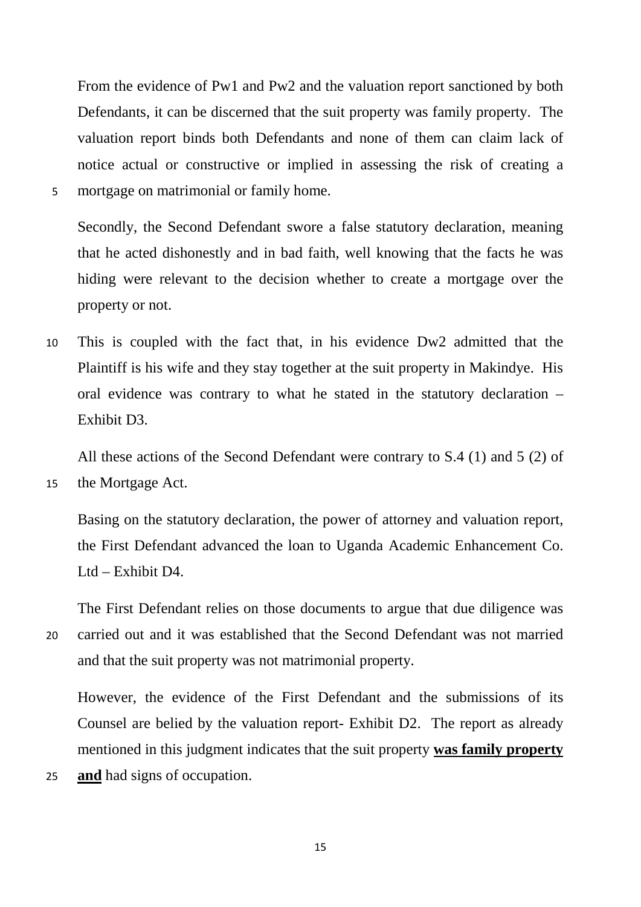From the evidence of Pw1 and Pw2 and the valuation report sanctioned by both Defendants, it can be discerned that the suit property was family property. The valuation report binds both Defendants and none of them can claim lack of notice actual or constructive or implied in assessing the risk of creating a mortgage on matrimonial or family home.

Secondly, the Second Defendant swore a false statutory declaration, meaning that he acted dishonestly and in bad faith, well knowing that the facts he was hiding were relevant to the decision whether to create a mortgage over the property or not.

This is coupled with the fact that, in his evidence Dw2 admitted that the Plaintiff is his wife and they stay together at the suit property in Makindye. His oral evidence was contrary to what he stated in the statutory declaration – Exhibit D3.

All these actions of the Second Defendant were contrary to S.4 (1) and 5 (2) of the Mortgage Act.

Basing on the statutory declaration, the power of attorney and valuation report, the First Defendant advanced the loan to Uganda Academic Enhancement Co. Ltd – Exhibit D4.

The First Defendant relies on those documents to argue that due diligence was carried out and it was established that the Second Defendant was not married and that the suit property was not matrimonial property.

However, the evidence of the First Defendant and the submissions of its Counsel are belied by the valuation report- Exhibit D2. The report as already mentioned in this judgment indicates that the suit property **<u>was family property and</u>** had signs of occupation.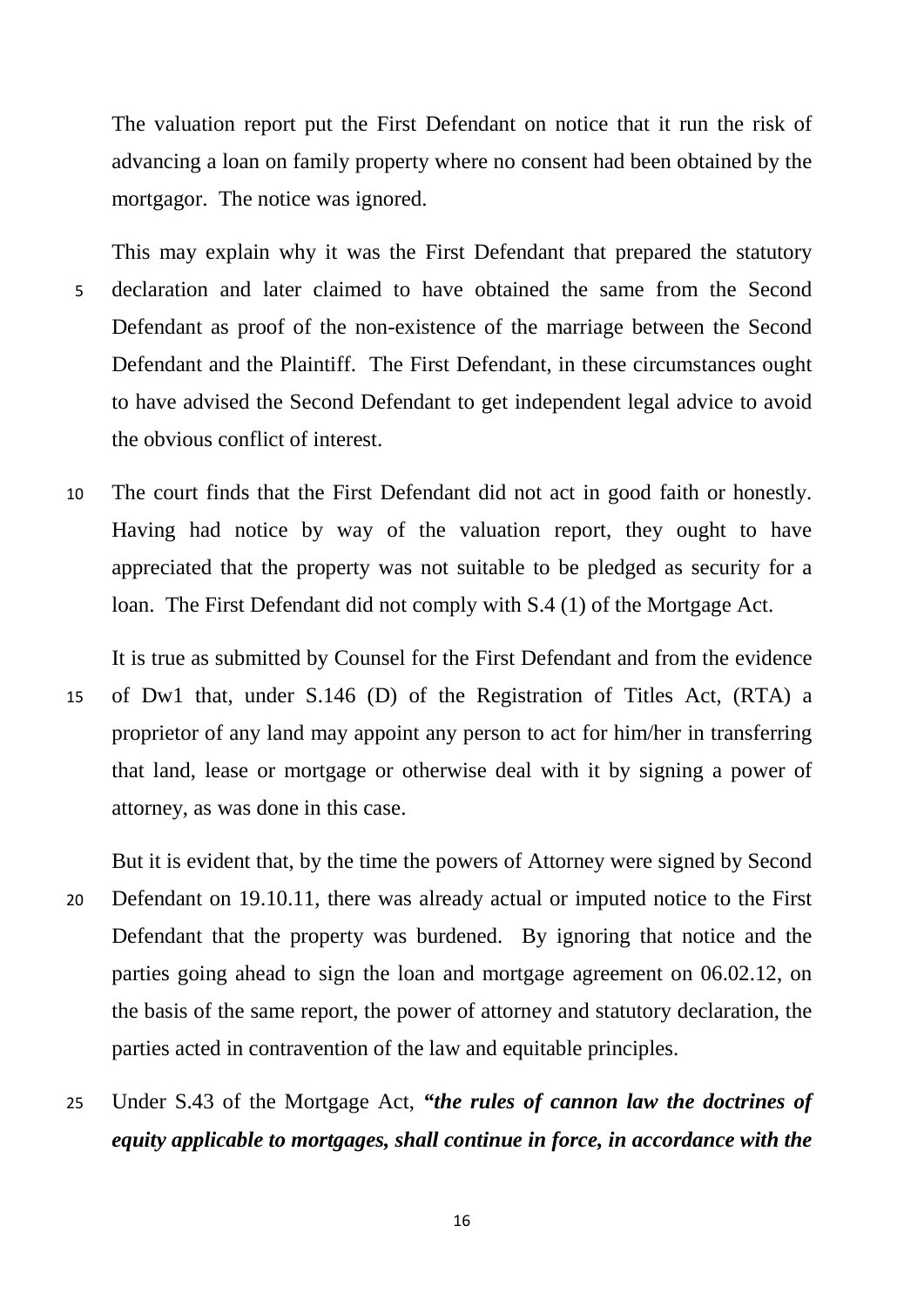The valuation report put the First Defendant on notice that it run the risk of advancing a loan on family property where no consent had been obtained by the mortgagor. The notice was ignored.

This may explain why it was the First Defendant that prepared the statutory declaration and later claimed to have obtained the same from the Second Defendant as proof of the non-existence of the marriage between the Second Defendant and the Plaintiff. The First Defendant, in these circumstances ought to have advised the Second Defendant to get independent legal advice to avoid the obvious conflict of interest.

The court finds that the First Defendant did not act in good faith or honestly. Having had notice by way of the valuation report, they ought to have appreciated that the property was not suitable to be pledged as security for a loan. The First Defendant did not comply with S.4 (1) of the Mortgage Act.

It is true as submitted by Counsel for the First Defendant and from the evidence of Dw1 that, under S.146 (D) of the Registration of Titles Act, (RTA) a proprietor of any land may appoint any person to act for him/her in transferring that land, lease or mortgage or otherwise deal with it by signing a power of attorney, as was done in this case.

But it is evident that, by the time the powers of Attorney were signed by Second Defendant on 19.10.11, there was already actual or imputed notice to the First Defendant that the property was burdened. By ignoring that notice and the parties going ahead to sign the loan and mortgage agreement on 06.02.12, on the basis of the same report, the power of attorney and statutory declaration, the parties acted in contravention of the law and equitable principles.

Under S.43 of the Mortgage Act, ***"the rules of cannon law the doctrines of equity applicable to mortgages, shall continue in force, in accordance with the***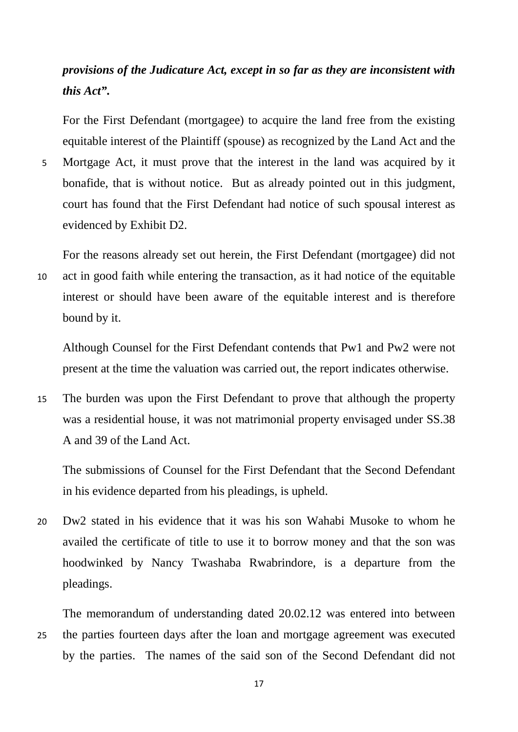***provisions of the Judicature Act, except in so far as they are inconsistent with this Act".***

For the First Defendant (mortgagee) to acquire the land free from the existing equitable interest of the Plaintiff (spouse) as recognized by the Land Act and the Mortgage Act, it must prove that the interest in the land was acquired by it bonafide, that is without notice. But as already pointed out in this judgment, court has found that the First Defendant had notice of such spousal interest as evidenced by Exhibit D2.

For the reasons already set out herein, the First Defendant (mortgagee) did not act in good faith while entering the transaction, as it had notice of the equitable interest or should have been aware of the equitable interest and is therefore bound by it.

Although Counsel for the First Defendant contends that Pw1 and Pw2 were not present at the time the valuation was carried out, the report indicates otherwise.

The burden was upon the First Defendant to prove that although the property was a residential house, it was not matrimonial property envisaged under SS.38 A and 39 of the Land Act.

The submissions of Counsel for the First Defendant that the Second Defendant in his evidence departed from his pleadings, is upheld.

Dw2 stated in his evidence that it was his son Wahabi Musoke to whom he availed the certificate of title to use it to borrow money and that the son was hoodwinked by Nancy Twashaba Rwabrindore, is a departure from the pleadings.

The memorandum of understanding dated 20.02.12 was entered into between the parties fourteen days after the loan and mortgage agreement was executed by the parties. The names of the said son of the Second Defendant did not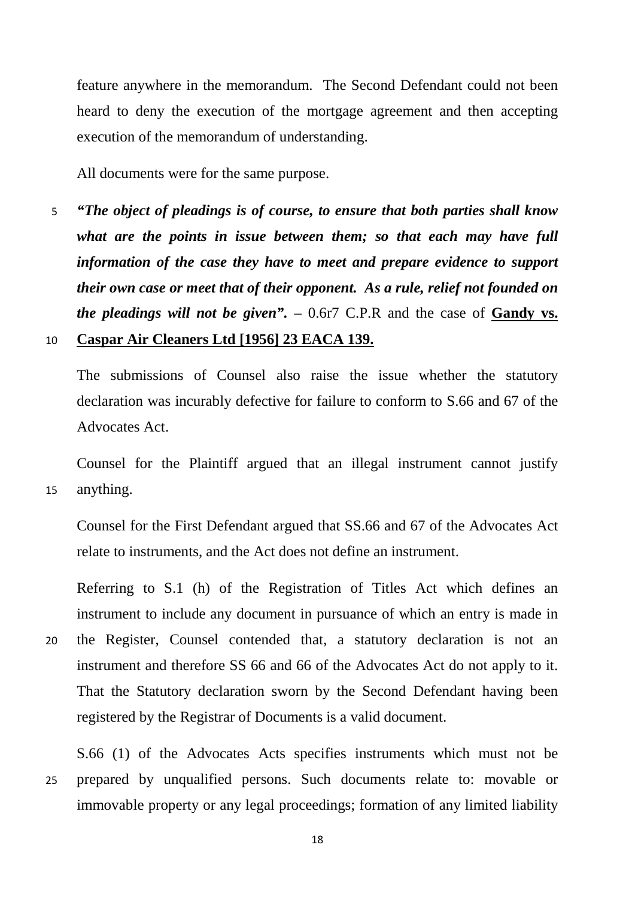feature anywhere in the memorandum. The Second Defendant could not been heard to deny the execution of the mortgage agreement and then accepting execution of the memorandum of understanding.

All documents were for the same purpose.

***"The object of pleadings is of course, to ensure that both parties shall know what are the points in issue between them; so that each may have full information of the case they have to meet and prepare evidence to support their own case or meet that of their opponent. As a rule, relief not founded on the pleadings will not be given".*** – 0.6r7 C.P.R and the case of **Gandy vs. Caspar Air Cleaners Ltd [1956] 23 EACA 139.**

The submissions of Counsel also raise the issue whether the statutory declaration was incurably defective for failure to conform to S.66 and 67 of the Advocates Act.

Counsel for the Plaintiff argued that an illegal instrument cannot justify anything.

Counsel for the First Defendant argued that SS.66 and 67 of the Advocates Act relate to instruments, and the Act does not define an instrument.

Referring to S.1 (h) of the Registration of Titles Act which defines an instrument to include any document in pursuance of which an entry is made in the Register, Counsel contended that, a statutory declaration is not an instrument and therefore SS 66 and 66 of the Advocates Act do not apply to it. That the Statutory declaration sworn by the Second Defendant having been registered by the Registrar of Documents is a valid document.

S.66 (1) of the Advocates Acts specifies instruments which must not be prepared by unqualified persons. Such documents relate to: movable or immovable property or any legal proceedings; formation of any limited liability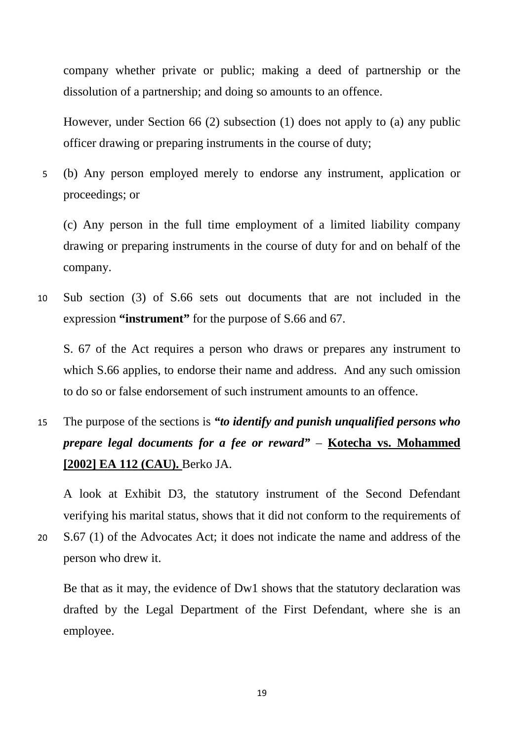company whether private or public; making a deed of partnership or the dissolution of a partnership; and doing so amounts to an offence.

However, under Section 66 (2) subsection (1) does not apply to (a) any public officer drawing or preparing instruments in the course of duty;

(b) Any person employed merely to endorse any instrument, application or proceedings; or

(c) Any person in the full time employment of a limited liability company drawing or preparing instruments in the course of duty for and on behalf of the company.

Sub section (3) of S.66 sets out documents that are not included in the expression **"instrument"** for the purpose of S.66 and 67.

S. 67 of the Act requires a person who draws or prepares any instrument to which S.66 applies, to endorse their name and address. And any such omission to do so or false endorsement of such instrument amounts to an offence.

The purpose of the sections is ***"to identify and punish unqualified persons who prepare legal documents for a fee or reward"*** – **<u>Kotecha vs. Mohammed [2002] EA 112 (CAU).</u>** Berko JA.

A look at Exhibit D3, the statutory instrument of the Second Defendant verifying his marital status, shows that it did not conform to the requirements of S.67 (1) of the Advocates Act; it does not indicate the name and address of the person who drew it.

Be that as it may, the evidence of Dw1 shows that the statutory declaration was drafted by the Legal Department of the First Defendant, where she is an employee.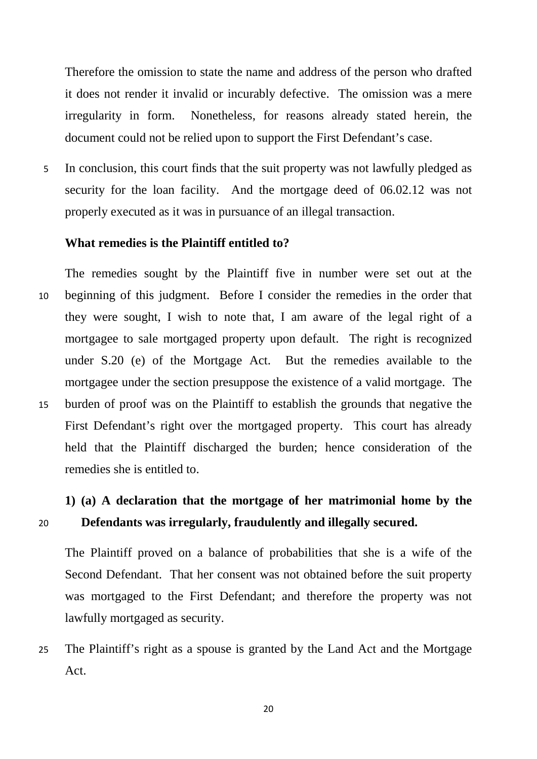Therefore the omission to state the name and address of the person who drafted it does not render it invalid or incurably defective. The omission was a mere irregularity in form. Nonetheless, for reasons already stated herein, the document could not be relied upon to support the First Defendant's case.

In conclusion, this court finds that the suit property was not lawfully pledged as security for the loan facility. And the mortgage deed of 06.02.12 was not properly executed as it was in pursuance of an illegal transaction.

**What remedies is the Plaintiff entitled to?**

The remedies sought by the Plaintiff five in number were set out at the beginning of this judgment. Before I consider the remedies in the order that they were sought, I wish to note that, I am aware of the legal right of a mortgagee to sale mortgaged property upon default. The right is recognized under S.20 (e) of the Mortgage Act. But the remedies available to the mortgagee under the section presuppose the existence of a valid mortgage. The burden of proof was on the Plaintiff to establish the grounds that negative the First Defendant's right over the mortgaged property. This court has already held that the Plaintiff discharged the burden; hence consideration of the remedies she is entitled to.

**1) (a) A declaration that the mortgage of her matrimonial home by the Defendants was irregularly, fraudulently and illegally secured.**

The Plaintiff proved on a balance of probabilities that she is a wife of the Second Defendant. That her consent was not obtained before the suit property was mortgaged to the First Defendant; and therefore the property was not lawfully mortgaged as security.

The Plaintiff's right as a spouse is granted by the Land Act and the Mortgage Act.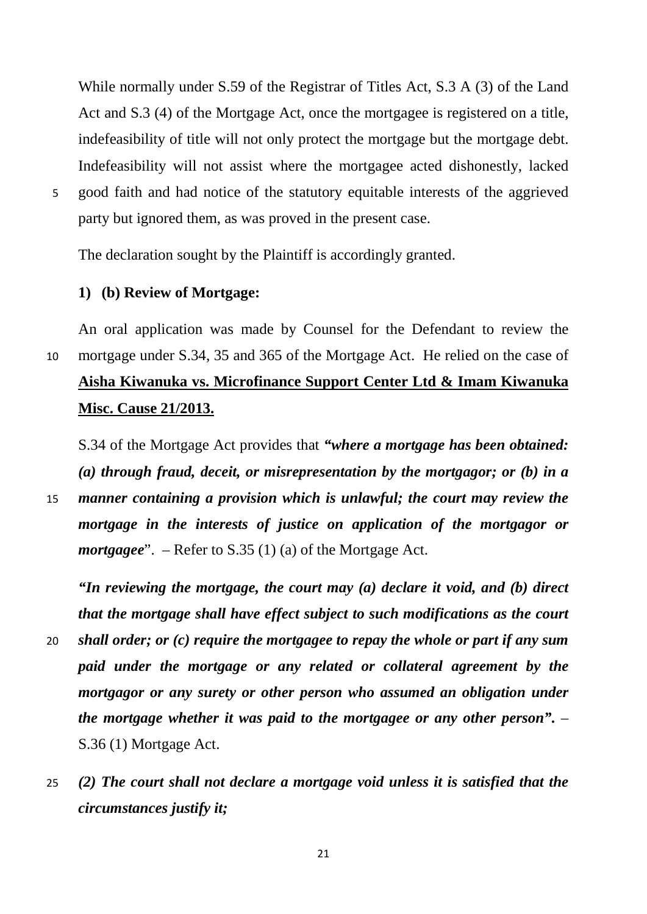While normally under S.59 of the Registrar of Titles Act, S.3 A (3) of the Land Act and S.3 (4) of the Mortgage Act, once the mortgagee is registered on a title, indefeasibility of title will not only protect the mortgage but the mortgage debt. Indefeasibility will not assist where the mortgagee acted dishonestly, lacked good faith and had notice of the statutory equitable interests of the aggrieved party but ignored them, as was proved in the present case.

The declaration sought by the Plaintiff is accordingly granted.

**1) (b) Review of Mortgage:**

An oral application was made by Counsel for the Defendant to review the mortgage under S.34, 35 and 365 of the Mortgage Act. He relied on the case of **Aisha Kiwanuka vs. Microfinance Support Center Ltd & Imam Kiwanuka Misc. Cause 21/2013.**

S.34 of the Mortgage Act provides that ***"where a mortgage has been obtained: (a) through fraud, deceit, or misrepresentation by the mortgagor; or (b) in a manner containing a provision which is unlawful; the court may review the mortgage in the interests of justice on application of the mortgagor or mortgagee***". – Refer to S.35 (1) (a) of the Mortgage Act.

***"In reviewing the mortgage, the court may (a) declare it void, and (b) direct that the mortgage shall have effect subject to such modifications as the court shall order; or (c) require the mortgagee to repay the whole or part if any sum paid under the mortgage or any related or collateral agreement by the mortgagor or any surety or other person who assumed an obligation under the mortgage whether it was paid to the mortgagee or any other person".*** – S.36 (1) Mortgage Act.

***(2) The court shall not declare a mortgage void unless it is satisfied that the circumstances justify it;***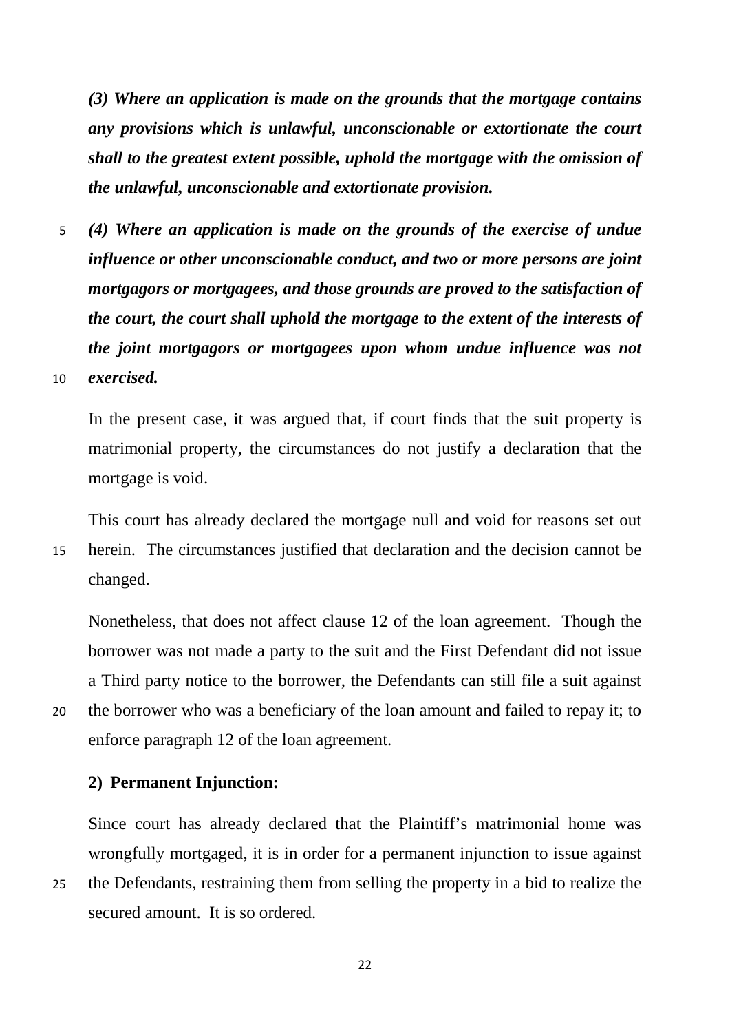***(3) Where an application is made on the grounds that the mortgage contains any provisions which is unlawful, unconscionable or extortionate the court shall to the greatest extent possible, uphold the mortgage with the omission of the unlawful, unconscionable and extortionate provision.***

***(4) Where an application is made on the grounds of the exercise of undue influence or other unconscionable conduct, and two or more persons are joint mortgagors or mortgagees, and those grounds are proved to the satisfaction of the court, the court shall uphold the mortgage to the extent of the interests of the joint mortgagors or mortgagees upon whom undue influence was not exercised.***

In the present case, it was argued that, if court finds that the suit property is matrimonial property, the circumstances do not justify a declaration that the mortgage is void.

This court has already declared the mortgage null and void for reasons set out herein. The circumstances justified that declaration and the decision cannot be changed.

Nonetheless, that does not affect clause 12 of the loan agreement. Though the borrower was not made a party to the suit and the First Defendant did not issue a Third party notice to the borrower, the Defendants can still file a suit against the borrower who was a beneficiary of the loan amount and failed to repay it; to enforce paragraph 12 of the loan agreement.

**2) Permanent Injunction:**

Since court has already declared that the Plaintiff's matrimonial home was wrongfully mortgaged, it is in order for a permanent injunction to issue against the Defendants, restraining them from selling the property in a bid to realize the secured amount. It is so ordered.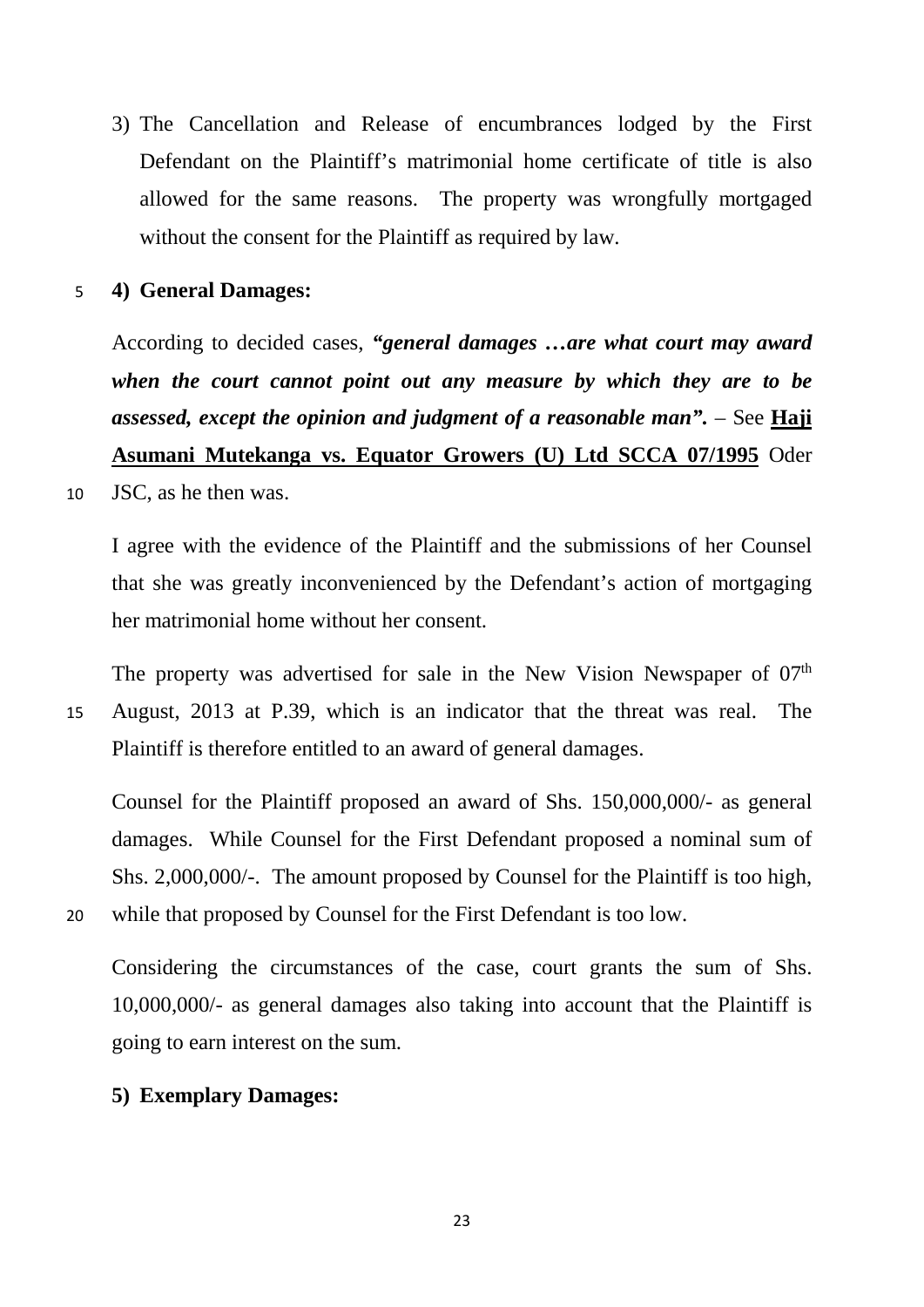3) The Cancellation and Release of encumbrances lodged by the First Defendant on the Plaintiff's matrimonial home certificate of title is also allowed for the same reasons. The property was wrongfully mortgaged without the consent for the Plaintiff as required by law.

**4) General Damages:**

According to decided cases, ***"general damages …are what court may award when the court cannot point out any measure by which they are to be assessed, except the opinion and judgment of a reasonable man".*** – See **Haji Asumani Mutekanga vs. Equator Growers (U) Ltd SCCA 07/1995** Oder JSC, as he then was.

I agree with the evidence of the Plaintiff and the submissions of her Counsel that she was greatly inconvenienced by the Defendant's action of mortgaging her matrimonial home without her consent.

The property was advertised for sale in the New Vision Newspaper of 07th August, 2013 at P.39, which is an indicator that the threat was real. The Plaintiff is therefore entitled to an award of general damages.

Counsel for the Plaintiff proposed an award of Shs. 150,000,000/- as general damages. While Counsel for the First Defendant proposed a nominal sum of Shs. 2,000,000/-. The amount proposed by Counsel for the Plaintiff is too high, while that proposed by Counsel for the First Defendant is too low.

Considering the circumstances of the case, court grants the sum of Shs. 10,000,000/- as general damages also taking into account that the Plaintiff is going to earn interest on the sum.

**5) Exemplary Damages:**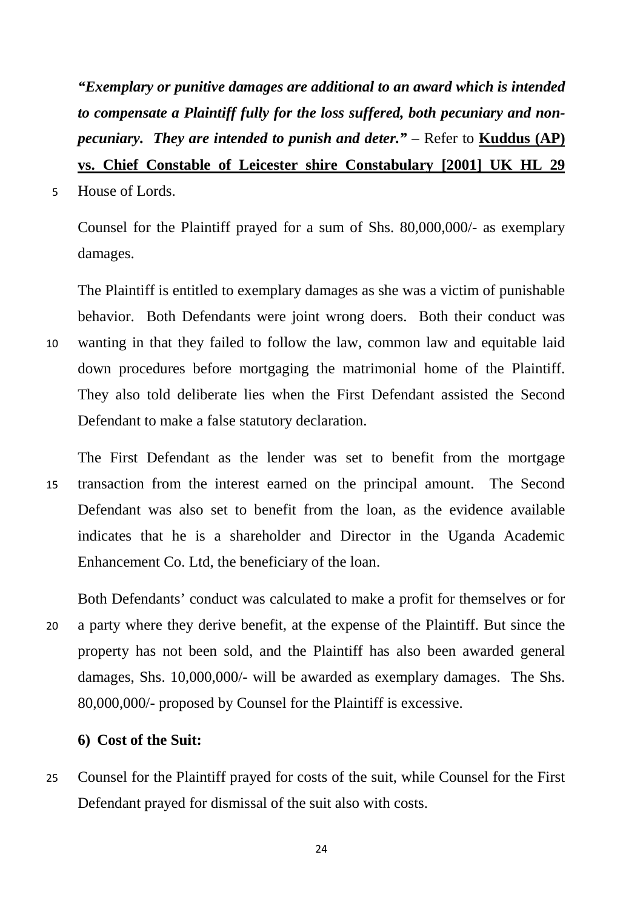***"Exemplary or punitive damages are additional to an award which is intended to compensate a Plaintiff fully for the loss suffered, both pecuniary and non-pecuniary. They are intended to punish and deter."*** – Refer to **Kuddus (AP) vs. Chief Constable of Leicester shire Constabulary [2001] UK HL 29** House of Lords.

Counsel for the Plaintiff prayed for a sum of Shs. 80,000,000/- as exemplary damages.

The Plaintiff is entitled to exemplary damages as she was a victim of punishable behavior. Both Defendants were joint wrong doers. Both their conduct was wanting in that they failed to follow the law, common law and equitable laid down procedures before mortgaging the matrimonial home of the Plaintiff. They also told deliberate lies when the First Defendant assisted the Second Defendant to make a false statutory declaration.

The First Defendant as the lender was set to benefit from the mortgage transaction from the interest earned on the principal amount. The Second Defendant was also set to benefit from the loan, as the evidence available indicates that he is a shareholder and Director in the Uganda Academic Enhancement Co. Ltd, the beneficiary of the loan.

Both Defendants' conduct was calculated to make a profit for themselves or for a party where they derive benefit, at the expense of the Plaintiff. But since the property has not been sold, and the Plaintiff has also been awarded general damages, Shs. 10,000,000/- will be awarded as exemplary damages. The Shs. 80,000,000/- proposed by Counsel for the Plaintiff is excessive.

**6) Cost of the Suit:**

Counsel for the Plaintiff prayed for costs of the suit, while Counsel for the First Defendant prayed for dismissal of the suit also with costs.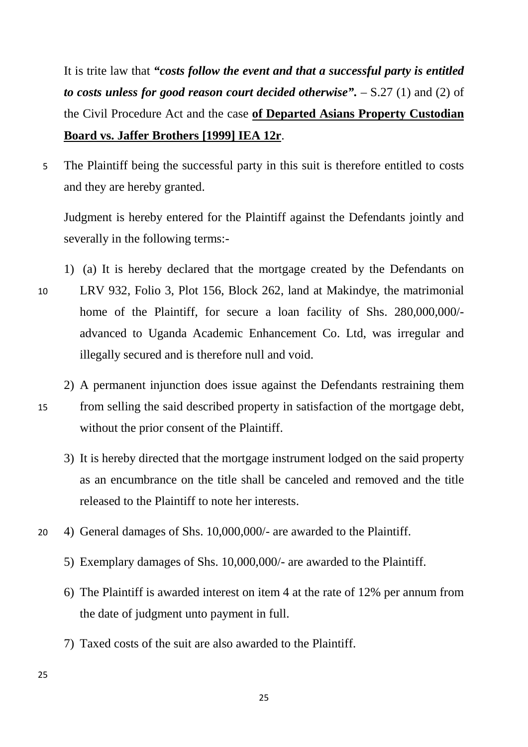It is trite law that ***"costs follow the event and that a successful party is entitled to costs unless for good reason court decided otherwise".*** – S.27 (1) and (2) of the Civil Procedure Act and the case **of Departed Asians Property Custodian Board vs. Jaffer Brothers [1999] IEA 12r**.

The Plaintiff being the successful party in this suit is therefore entitled to costs and they are hereby granted.

Judgment is hereby entered for the Plaintiff against the Defendants jointly and severally in the following terms:-

1) (a) It is hereby declared that the mortgage created by the Defendants on LRV 932, Folio 3, Plot 156, Block 262, land at Makindye, the matrimonial home of the Plaintiff, for secure a loan facility of Shs. 280,000,000/- advanced to Uganda Academic Enhancement Co. Ltd, was irregular and illegally secured and is therefore null and void.
2) A permanent injunction does issue against the Defendants restraining them from selling the said described property in satisfaction of the mortgage debt, without the prior consent of the Plaintiff.
3) It is hereby directed that the mortgage instrument lodged on the said property as an encumbrance on the title shall be canceled and removed and the title released to the Plaintiff to note her interests.
4) General damages of Shs. 10,000,000/- are awarded to the Plaintiff.
5) Exemplary damages of Shs. 10,000,000/- are awarded to the Plaintiff.
6) The Plaintiff is awarded interest on item 4 at the rate of 12% per annum from the date of judgment unto payment in full.
7) Taxed costs of the suit are also awarded to the Plaintiff.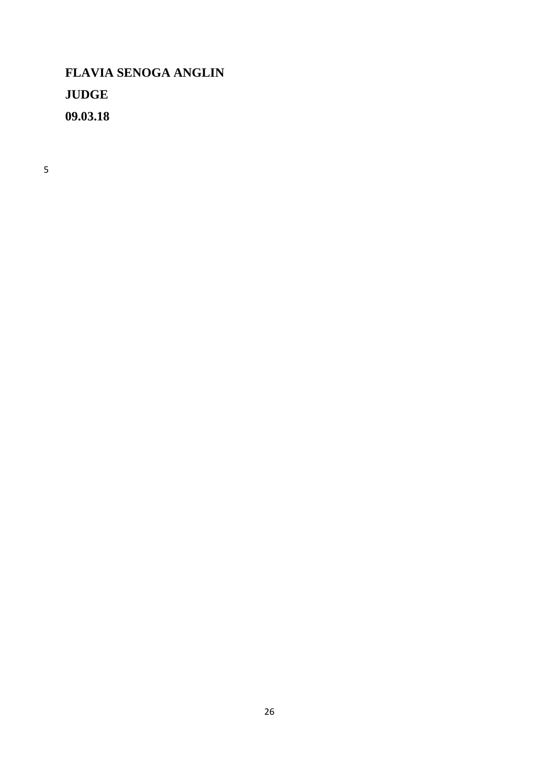**FLAVIA SENOGA ANGLIN**

**JUDGE**

**09.03.18**